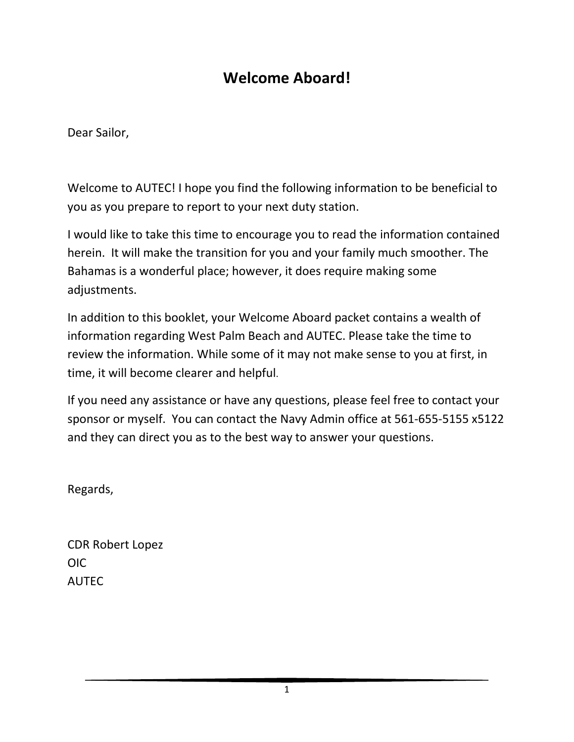# Welcome Aboard!

Dear Sailor,

Welcome to AUTEC! I hope you find the following information to be beneficial to you as you prepare to report to your next duty station.

I would like to take this time to encourage you to read the information contained herein. It will make the transition for you and your family much smoother. The Bahamas is a wonderful place; however, it does require making some adjustments.

In addition to this booklet, your Welcome Aboard packet contains a wealth of information regarding West Palm Beach and AUTEC. Please take the time to review the information. While some of it may not make sense to you at first, in time, it will become clearer and helpful.

If you need any assistance or have any questions, please feel free to contact your sponsor or myself. You can contact the Navy Admin office at 561-655-5155 x5122 and they can direct you as to the best way to answer your questions.

Regards,

CDR Robert Lopez
OIC
AUTEC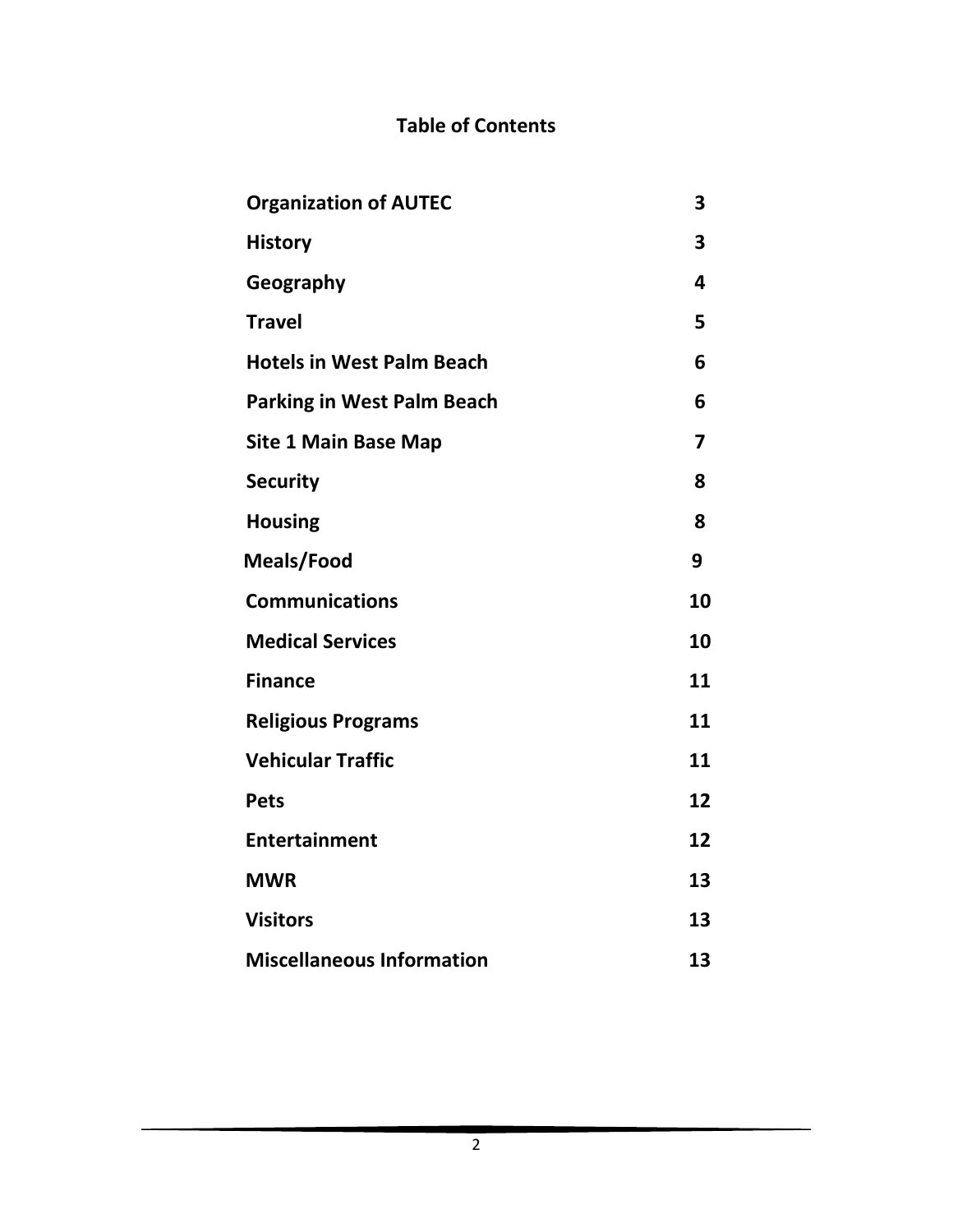## Table of Contents

| | |
|---|---|
| **Organization of AUTEC** | **3** |
| **History** | **3** |
| **Geography** | **4** |
| **Travel** | **5** |
| **Hotels in West Palm Beach** | **6** |
| **Parking in West Palm Beach** | **6** |
| **Site 1 Main Base Map** | **7** |
| **Security** | **8** |
| **Housing** | **8** |
| **Meals/Food** | **9** |
| **Communications** | **10** |
| **Medical Services** | **10** |
| **Finance** | **11** |
| **Religious Programs** | **11** |
| **Vehicular Traffic** | **11** |
| **Pets** | **12** |
| **Entertainment** | **12** |
| **MWR** | **13** |
| **Visitors** | **13** |
| **Miscellaneous Information** | **13** |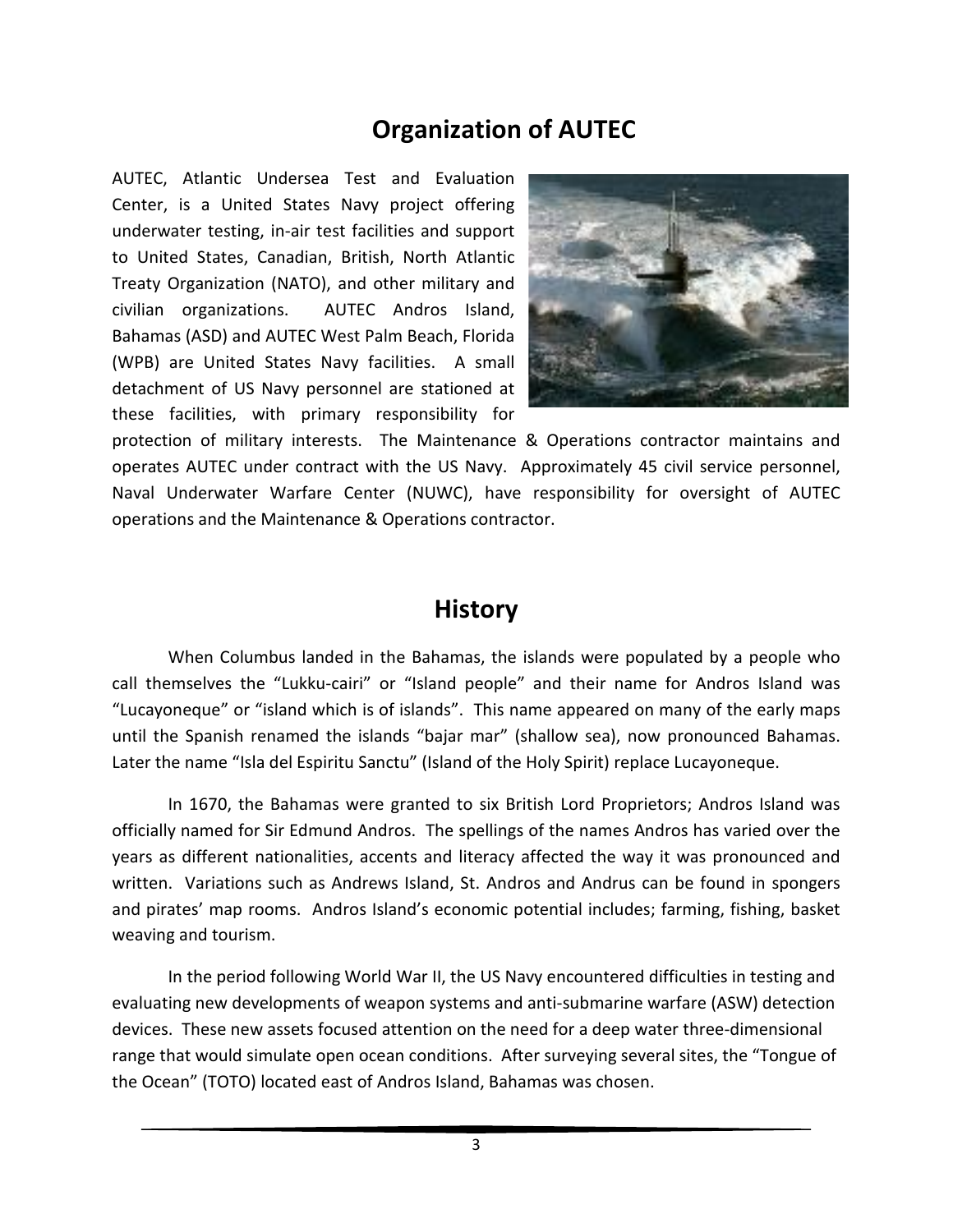## Organization of AUTEC

AUTEC, Atlantic Undersea Test and Evaluation Center, is a United States Navy project offering underwater testing, in-air test facilities and support to United States, Canadian, British, North Atlantic Treaty Organization (NATO), and other military and civilian organizations. AUTEC Andros Island, Bahamas (ASD) and AUTEC West Palm Beach, Florida (WPB) are United States Navy facilities. A small detachment of US Navy personnel are stationed at these facilities, with primary responsibility for protection of military interests. The Maintenance & Operations contractor maintains and operates AUTEC under contract with the US Navy. Approximately 45 civil service personnel, Naval Underwater Warfare Center (NUWC), have responsibility for oversight of AUTEC operations and the Maintenance & Operations contractor.

## History

When Columbus landed in the Bahamas, the islands were populated by a people who call themselves the "Lukku-cairi" or "Island people" and their name for Andros Island was "Lucayoneque" or "island which is of islands". This name appeared on many of the early maps until the Spanish renamed the islands "bajar mar" (shallow sea), now pronounced Bahamas. Later the name "Isla del Espiritu Sanctu" (Island of the Holy Spirit) replace Lucayoneque.

In 1670, the Bahamas were granted to six British Lord Proprietors; Andros Island was officially named for Sir Edmund Andros. The spellings of the names Andros has varied over the years as different nationalities, accents and literacy affected the way it was pronounced and written. Variations such as Andrews Island, St. Andros and Andrus can be found in spongers and pirates' map rooms. Andros Island's economic potential includes; farming, fishing, basket weaving and tourism.

In the period following World War II, the US Navy encountered difficulties in testing and evaluating new developments of weapon systems and anti-submarine warfare (ASW) detection devices. These new assets focused attention on the need for a deep water three-dimensional range that would simulate open ocean conditions. After surveying several sites, the "Tongue of the Ocean" (TOTO) located east of Andros Island, Bahamas was chosen.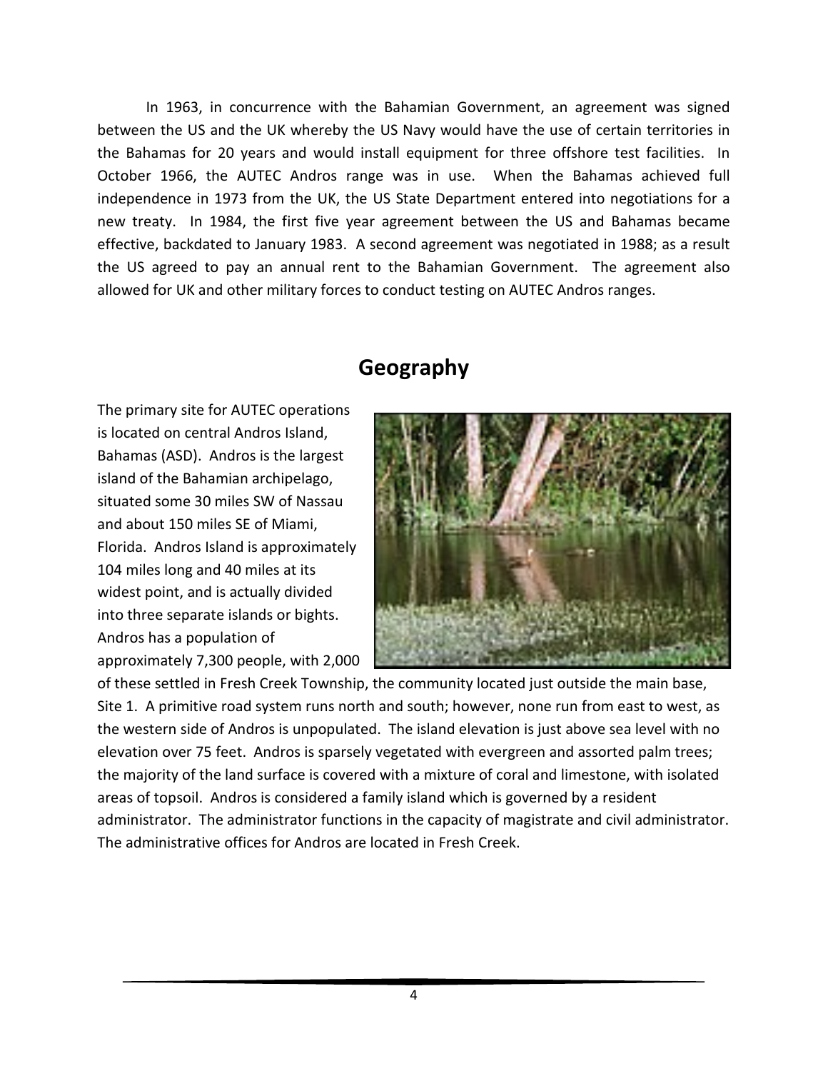In 1963, in concurrence with the Bahamian Government, an agreement was signed between the US and the UK whereby the US Navy would have the use of certain territories in the Bahamas for 20 years and would install equipment for three offshore test facilities. In October 1966, the AUTEC Andros range was in use. When the Bahamas achieved full independence in 1973 from the UK, the US State Department entered into negotiations for a new treaty. In 1984, the first five year agreement between the US and Bahamas became effective, backdated to January 1983. A second agreement was negotiated in 1988; as a result the US agreed to pay an annual rent to the Bahamian Government. The agreement also allowed for UK and other military forces to conduct testing on AUTEC Andros ranges.

# Geography

The primary site for AUTEC operations is located on central Andros Island, Bahamas (ASD). Andros is the largest island of the Bahamian archipelago, situated some 30 miles SW of Nassau and about 150 miles SE of Miami, Florida. Andros Island is approximately 104 miles long and 40 miles at its widest point, and is actually divided into three separate islands or bights. Andros has a population of approximately 7,300 people, with 2,000 of these settled in Fresh Creek Township, the community located just outside the main base, Site 1. A primitive road system runs north and south; however, none run from east to west, as the western side of Andros is unpopulated. The island elevation is just above sea level with no elevation over 75 feet. Andros is sparsely vegetated with evergreen and assorted palm trees; the majority of the land surface is covered with a mixture of coral and limestone, with isolated areas of topsoil. Andros is considered a family island which is governed by a resident administrator. The administrator functions in the capacity of magistrate and civil administrator. The administrative offices for Andros are located in Fresh Creek.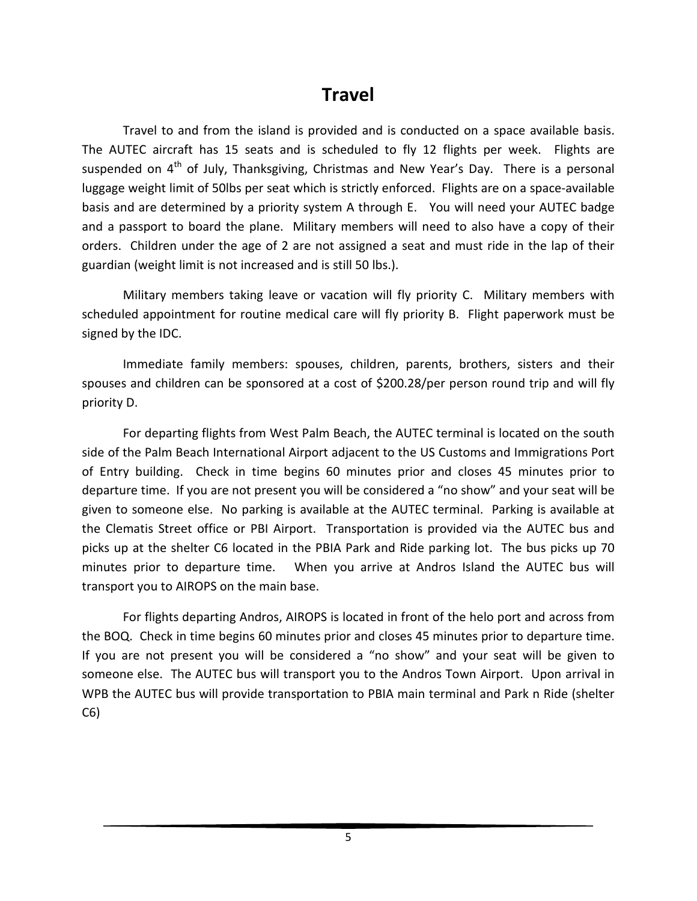# Travel

Travel to and from the island is provided and is conducted on a space available basis. The AUTEC aircraft has 15 seats and is scheduled to fly 12 flights per week. Flights are suspended on 4$^{th}$ of July, Thanksgiving, Christmas and New Year's Day. There is a personal luggage weight limit of 50lbs per seat which is strictly enforced. Flights are on a space-available basis and are determined by a priority system A through E. You will need your AUTEC badge and a passport to board the plane. Military members will need to also have a copy of their orders. Children under the age of 2 are not assigned a seat and must ride in the lap of their guardian (weight limit is not increased and is still 50 lbs.).

Military members taking leave or vacation will fly priority C. Military members with scheduled appointment for routine medical care will fly priority B. Flight paperwork must be signed by the IDC.

Immediate family members: spouses, children, parents, brothers, sisters and their spouses and children can be sponsored at a cost of $200.28/per person round trip and will fly priority D.

For departing flights from West Palm Beach, the AUTEC terminal is located on the south side of the Palm Beach International Airport adjacent to the US Customs and Immigrations Port of Entry building. Check in time begins 60 minutes prior and closes 45 minutes prior to departure time. If you are not present you will be considered a "no show" and your seat will be given to someone else. No parking is available at the AUTEC terminal. Parking is available at the Clematis Street office or PBI Airport. Transportation is provided via the AUTEC bus and picks up at the shelter C6 located in the PBIA Park and Ride parking lot. The bus picks up 70 minutes prior to departure time. When you arrive at Andros Island the AUTEC bus will transport you to AIROPS on the main base.

For flights departing Andros, AIROPS is located in front of the helo port and across from the BOQ. Check in time begins 60 minutes prior and closes 45 minutes prior to departure time. If you are not present you will be considered a "no show" and your seat will be given to someone else. The AUTEC bus will transport you to the Andros Town Airport. Upon arrival in WPB the AUTEC bus will provide transportation to PBIA main terminal and Park n Ride (shelter C6)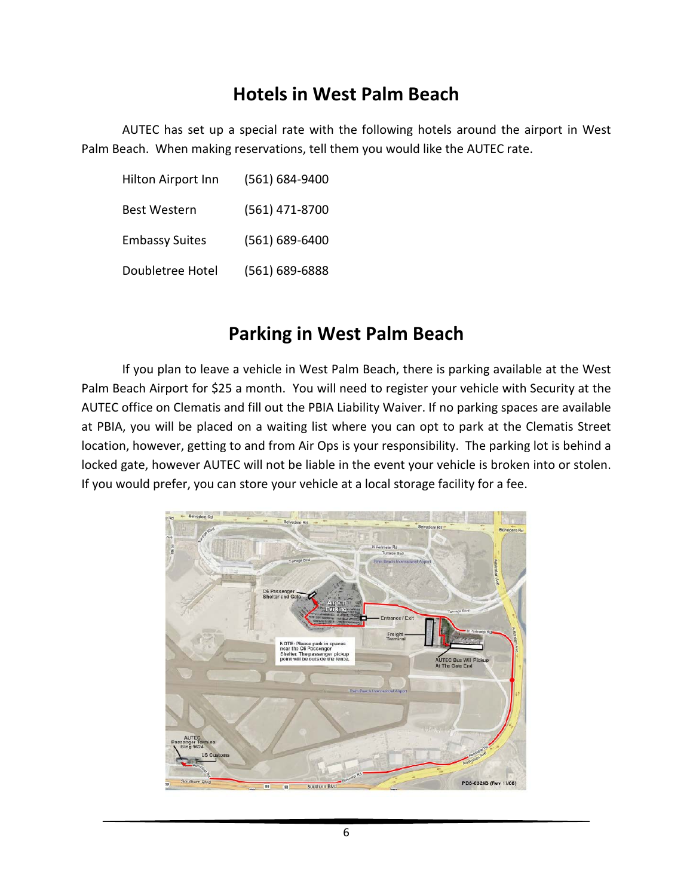## Hotels in West Palm Beach

AUTEC has set up a special rate with the following hotels around the airport in West Palm Beach. When making reservations, tell them you would like the AUTEC rate.

| | |
|---|---|
| Hilton Airport Inn | (561) 684-9400 |
| Best Western | (561) 471-8700 |
| Embassy Suites | (561) 689-6400 |
| Doubletree Hotel | (561) 689-6888 |

## Parking in West Palm Beach

If you plan to leave a vehicle in West Palm Beach, there is parking available at the West Palm Beach Airport for $25 a month. You will need to register your vehicle with Security at the AUTEC office on Clematis and fill out the PBIA Liability Waiver. If no parking spaces are available at PBIA, you will be placed on a waiting list where you can opt to park at the Clematis Street location, however, getting to and from Air Ops is your responsibility. The parking lot is behind a locked gate, however AUTEC will not be liable in the event your vehicle is broken into or stolen. If you would prefer, you can store your vehicle at a local storage facility for a fee.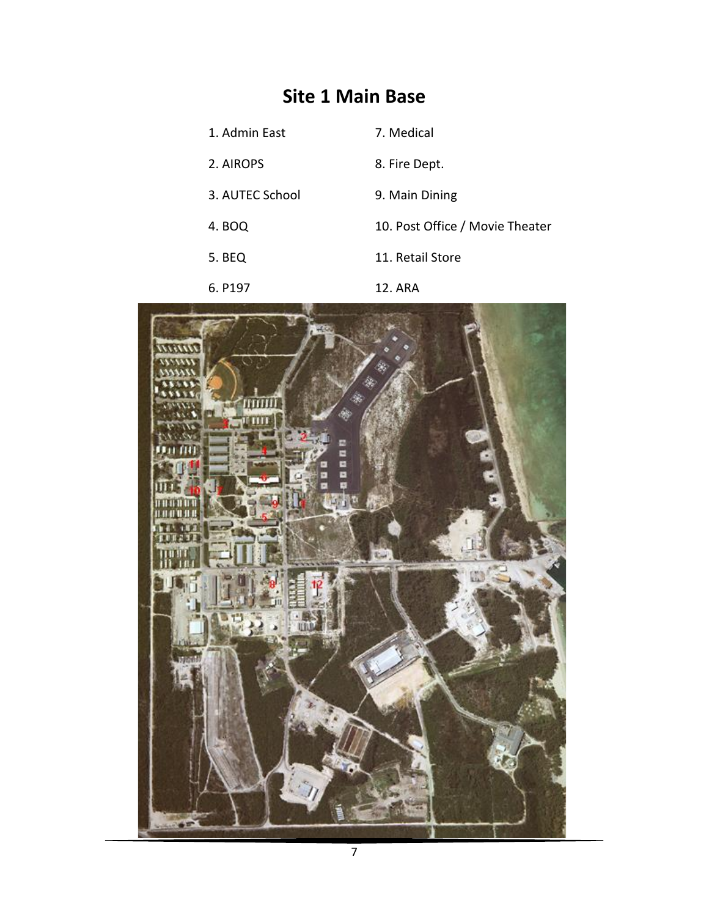# Site 1 Main Base

1. Admin East
2. AIROPS
3. AUTEC School
4. BOQ
5. BEQ
6. P197
7. Medical
8. Fire Dept.
9. Main Dining
10. Post Office / Movie Theater
11. Retail Store
12. ARA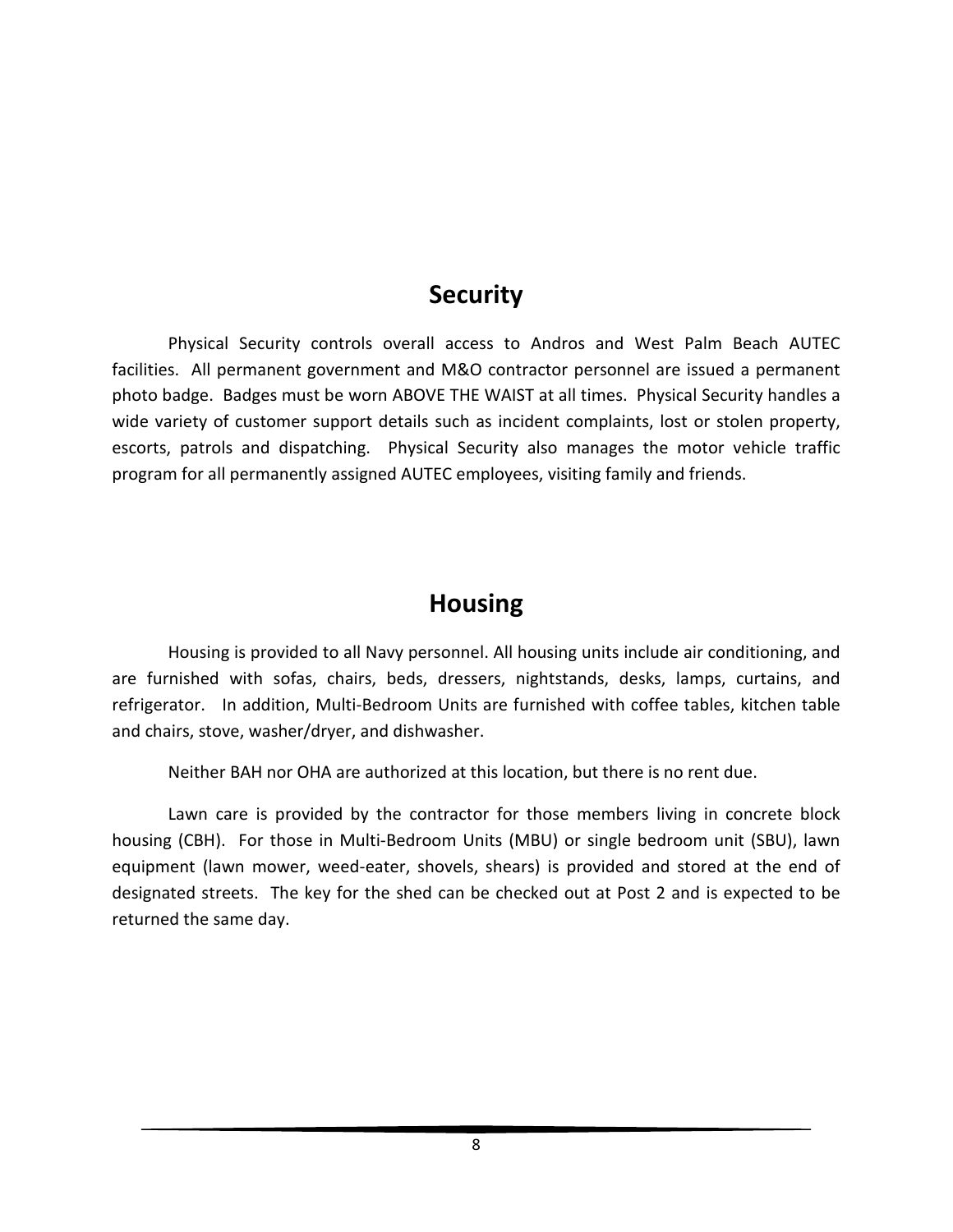## Security

Physical Security controls overall access to Andros and West Palm Beach AUTEC facilities. All permanent government and M&O contractor personnel are issued a permanent photo badge. Badges must be worn ABOVE THE WAIST at all times. Physical Security handles a wide variety of customer support details such as incident complaints, lost or stolen property, escorts, patrols and dispatching. Physical Security also manages the motor vehicle traffic program for all permanently assigned AUTEC employees, visiting family and friends.

## Housing

Housing is provided to all Navy personnel. All housing units include air conditioning, and are furnished with sofas, chairs, beds, dressers, nightstands, desks, lamps, curtains, and refrigerator. In addition, Multi-Bedroom Units are furnished with coffee tables, kitchen table and chairs, stove, washer/dryer, and dishwasher.

Neither BAH nor OHA are authorized at this location, but there is no rent due.

Lawn care is provided by the contractor for those members living in concrete block housing (CBH). For those in Multi-Bedroom Units (MBU) or single bedroom unit (SBU), lawn equipment (lawn mower, weed-eater, shovels, shears) is provided and stored at the end of designated streets. The key for the shed can be checked out at Post 2 and is expected to be returned the same day.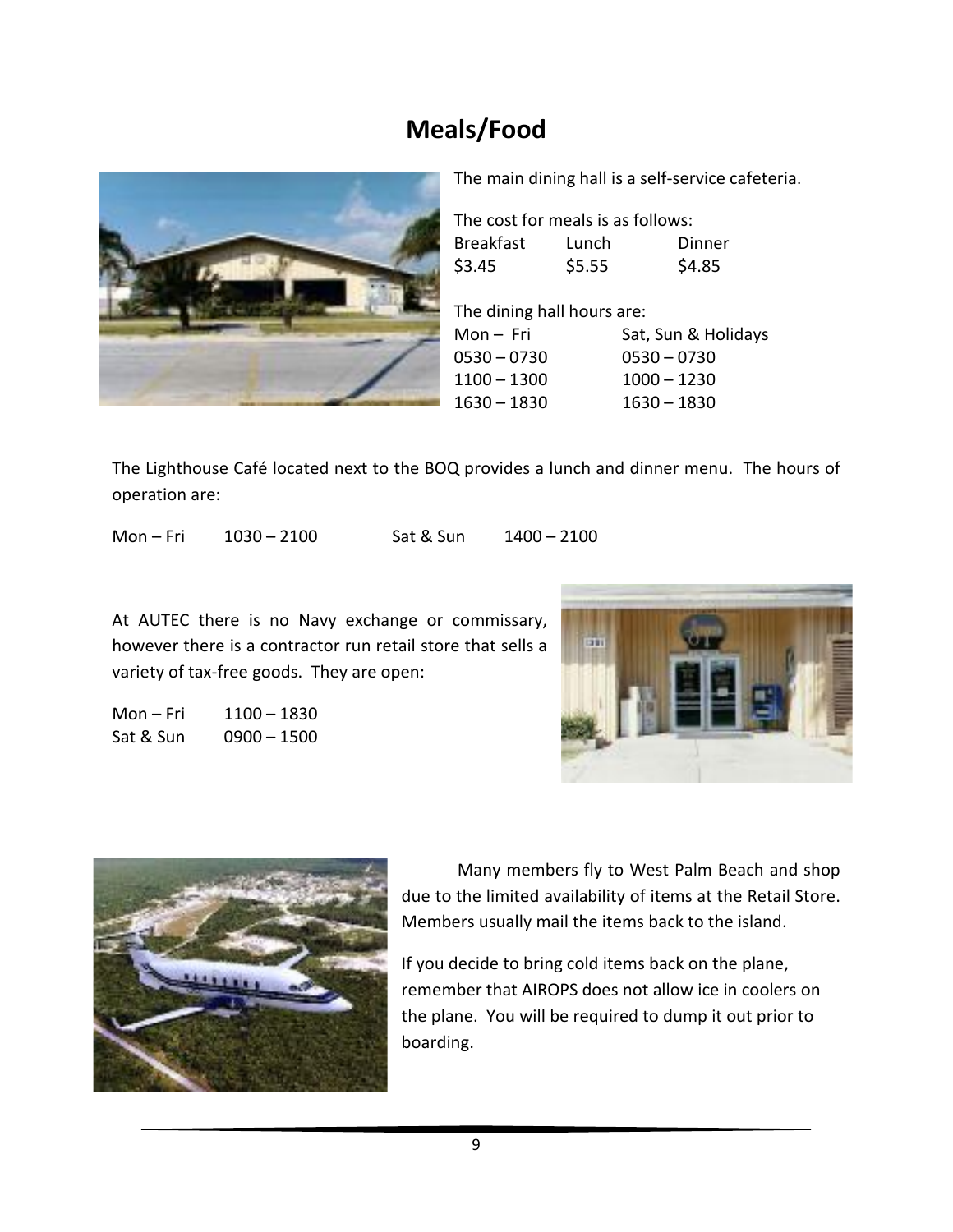# Meals/Food

The main dining hall is a self-service cafeteria.

The cost for meals is as follows:

| Breakfast | Lunch | Dinner |
|---|---|---|
| $3.45 | $5.55 | $4.85 |

The dining hall hours are:

| Mon – Fri | Sat, Sun & Holidays |
|---|---|
| 0530 – 0730 | 0530 – 0730 |
| 1100 – 1300 | 1000 – 1230 |
| 1630 – 1830 | 1630 – 1830 |

The Lighthouse Café located next to the BOQ provides a lunch and dinner menu. The hours of operation are:

Mon – Fri 1030 – 2100 Sat & Sun 1400 – 2100

At AUTEC there is no Navy exchange or commissary, however there is a contractor run retail store that sells a variety of tax-free goods. They are open:

| | |
|---|---|
| Mon – Fri | 1100 – 1830 |
| Sat & Sun | 0900 – 1500 |

Many members fly to West Palm Beach and shop due to the limited availability of items at the Retail Store. Members usually mail the items back to the island.

If you decide to bring cold items back on the plane, remember that AIROPS does not allow ice in coolers on the plane. You will be required to dump it out prior to boarding.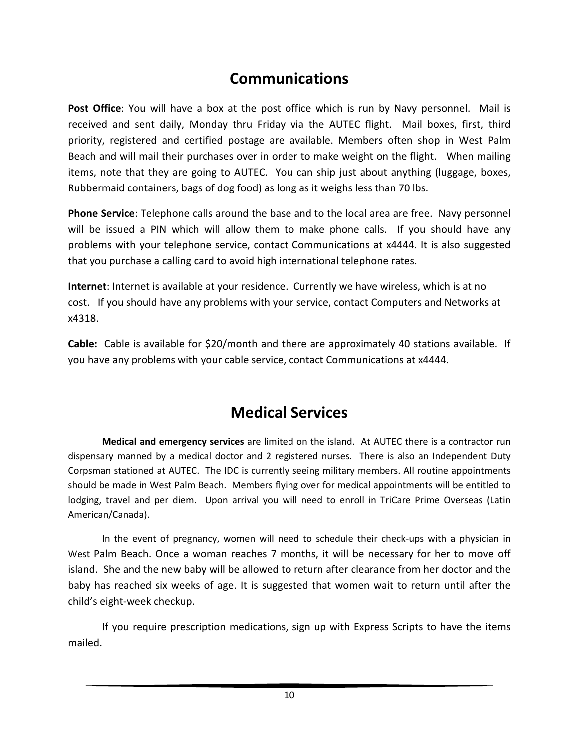# Communications

**Post Office**: You will have a box at the post office which is run by Navy personnel. Mail is received and sent daily, Monday thru Friday via the AUTEC flight. Mail boxes, first, third priority, registered and certified postage are available. Members often shop in West Palm Beach and will mail their purchases over in order to make weight on the flight. When mailing items, note that they are going to AUTEC. You can ship just about anything (luggage, boxes, Rubbermaid containers, bags of dog food) as long as it weighs less than 70 lbs.

**Phone Service**: Telephone calls around the base and to the local area are free. Navy personnel will be issued a PIN which will allow them to make phone calls. If you should have any problems with your telephone service, contact Communications at x4444. It is also suggested that you purchase a calling card to avoid high international telephone rates.

**Internet**: Internet is available at your residence. Currently we have wireless, which is at no cost. If you should have any problems with your service, contact Computers and Networks at x4318.

**Cable:** Cable is available for $20/month and there are approximately 40 stations available. If you have any problems with your cable service, contact Communications at x4444.

# Medical Services

**Medical and emergency services** are limited on the island. At AUTEC there is a contractor run dispensary manned by a medical doctor and 2 registered nurses. There is also an Independent Duty Corpsman stationed at AUTEC. The IDC is currently seeing military members. All routine appointments should be made in West Palm Beach. Members flying over for medical appointments will be entitled to lodging, travel and per diem. Upon arrival you will need to enroll in TriCare Prime Overseas (Latin American/Canada).

In the event of pregnancy, women will need to schedule their check-ups with a physician in West Palm Beach. Once a woman reaches 7 months, it will be necessary for her to move off island. She and the new baby will be allowed to return after clearance from her doctor and the baby has reached six weeks of age. It is suggested that women wait to return until after the child's eight-week checkup.

If you require prescription medications, sign up with Express Scripts to have the items mailed.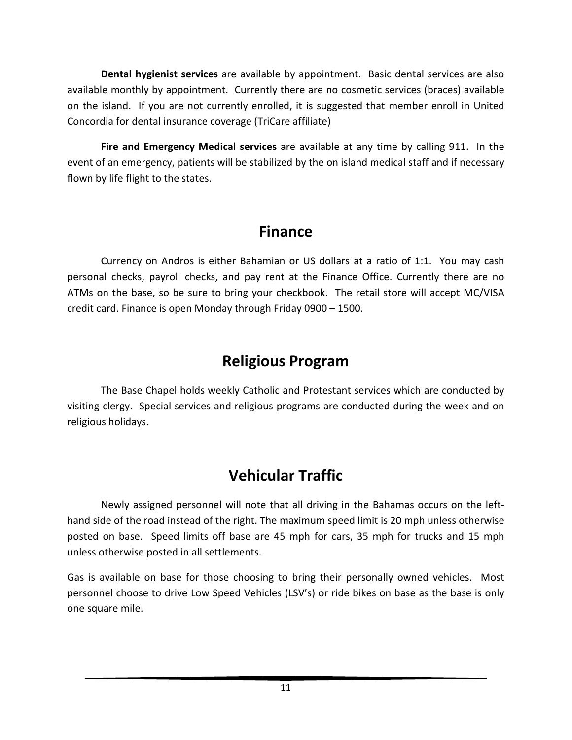**Dental hygienist services** are available by appointment. Basic dental services are also available monthly by appointment. Currently there are no cosmetic services (braces) available on the island. If you are not currently enrolled, it is suggested that member enroll in United Concordia for dental insurance coverage (TriCare affiliate)

**Fire and Emergency Medical services** are available at any time by calling 911. In the event of an emergency, patients will be stabilized by the on island medical staff and if necessary flown by life flight to the states.

## Finance

Currency on Andros is either Bahamian or US dollars at a ratio of 1:1. You may cash personal checks, payroll checks, and pay rent at the Finance Office. Currently there are no ATMs on the base, so be sure to bring your checkbook. The retail store will accept MC/VISA credit card. Finance is open Monday through Friday 0900 – 1500.

## Religious Program

The Base Chapel holds weekly Catholic and Protestant services which are conducted by visiting clergy. Special services and religious programs are conducted during the week and on religious holidays.

## Vehicular Traffic

Newly assigned personnel will note that all driving in the Bahamas occurs on the left-hand side of the road instead of the right. The maximum speed limit is 20 mph unless otherwise posted on base. Speed limits off base are 45 mph for cars, 35 mph for trucks and 15 mph unless otherwise posted in all settlements.

Gas is available on base for those choosing to bring their personally owned vehicles. Most personnel choose to drive Low Speed Vehicles (LSV's) or ride bikes on base as the base is only one square mile.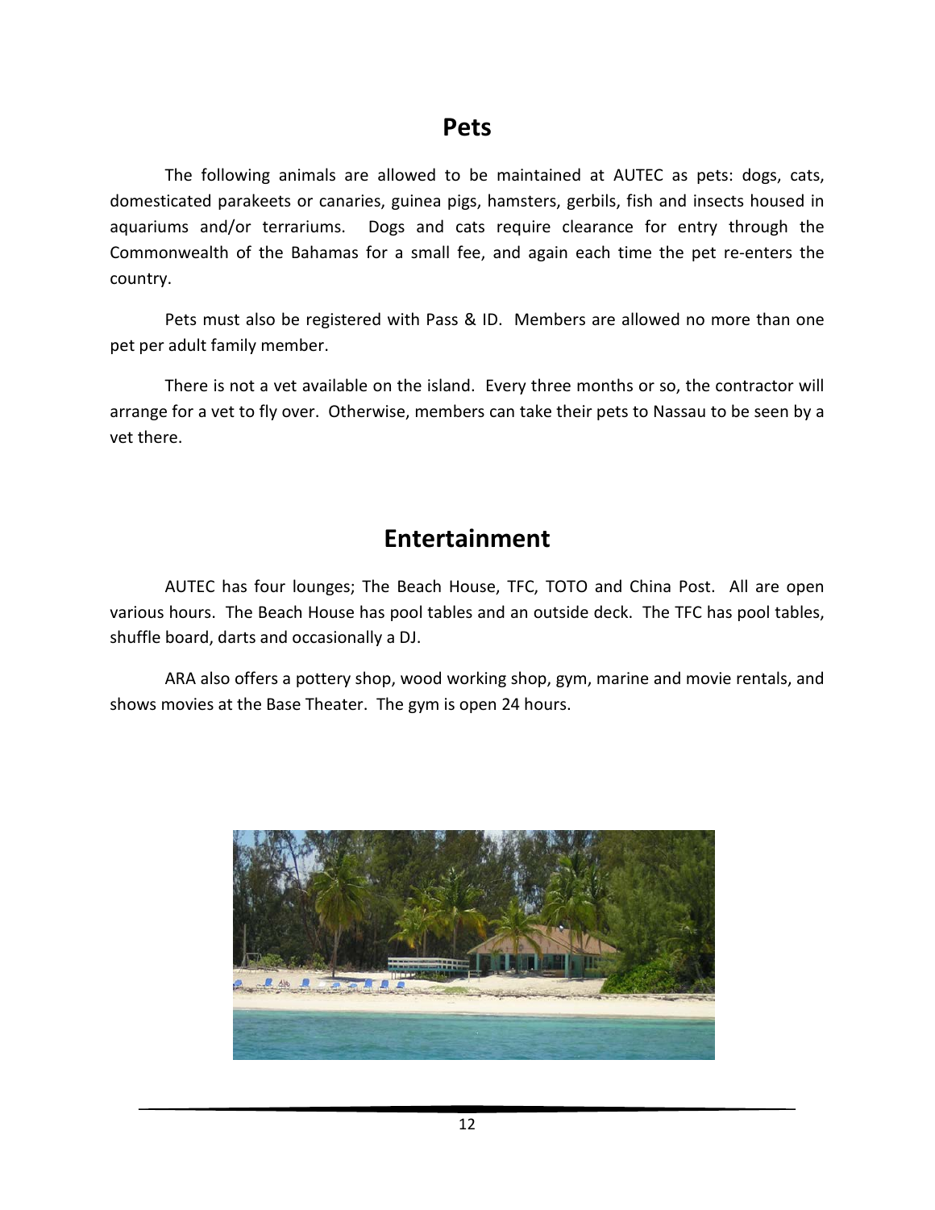## Pets

The following animals are allowed to be maintained at AUTEC as pets: dogs, cats, domesticated parakeets or canaries, guinea pigs, hamsters, gerbils, fish and insects housed in aquariums and/or terrariums. Dogs and cats require clearance for entry through the Commonwealth of the Bahamas for a small fee, and again each time the pet re-enters the country.

Pets must also be registered with Pass & ID. Members are allowed no more than one pet per adult family member.

There is not a vet available on the island. Every three months or so, the contractor will arrange for a vet to fly over. Otherwise, members can take their pets to Nassau to be seen by a vet there.

## Entertainment

AUTEC has four lounges; The Beach House, TFC, TOTO and China Post. All are open various hours. The Beach House has pool tables and an outside deck. The TFC has pool tables, shuffle board, darts and occasionally a DJ.

ARA also offers a pottery shop, wood working shop, gym, marine and movie rentals, and shows movies at the Base Theater. The gym is open 24 hours.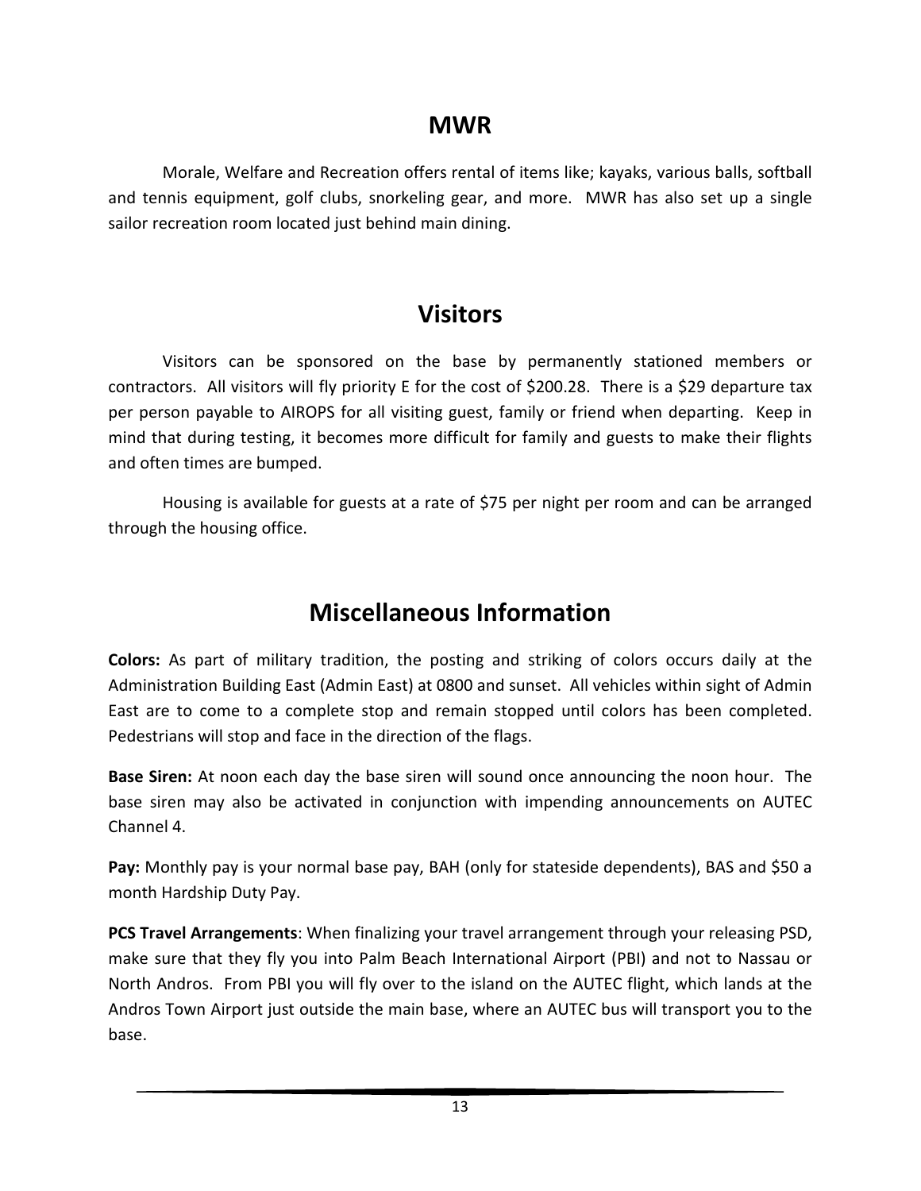# MWR

Morale, Welfare and Recreation offers rental of items like; kayaks, various balls, softball and tennis equipment, golf clubs, snorkeling gear, and more. MWR has also set up a single sailor recreation room located just behind main dining.

# Visitors

Visitors can be sponsored on the base by permanently stationed members or contractors. All visitors will fly priority E for the cost of $200.28. There is a $29 departure tax per person payable to AIROPS for all visiting guest, family or friend when departing. Keep in mind that during testing, it becomes more difficult for family and guests to make their flights and often times are bumped.

Housing is available for guests at a rate of $75 per night per room and can be arranged through the housing office.

# Miscellaneous Information

**Colors:** As part of military tradition, the posting and striking of colors occurs daily at the Administration Building East (Admin East) at 0800 and sunset. All vehicles within sight of Admin East are to come to a complete stop and remain stopped until colors has been completed. Pedestrians will stop and face in the direction of the flags.

**Base Siren:** At noon each day the base siren will sound once announcing the noon hour. The base siren may also be activated in conjunction with impending announcements on AUTEC Channel 4.

**Pay:** Monthly pay is your normal base pay, BAH (only for stateside dependents), BAS and $50 a month Hardship Duty Pay.

**PCS Travel Arrangements**: When finalizing your travel arrangement through your releasing PSD, make sure that they fly you into Palm Beach International Airport (PBI) and not to Nassau or North Andros. From PBI you will fly over to the island on the AUTEC flight, which lands at the Andros Town Airport just outside the main base, where an AUTEC bus will transport you to the base.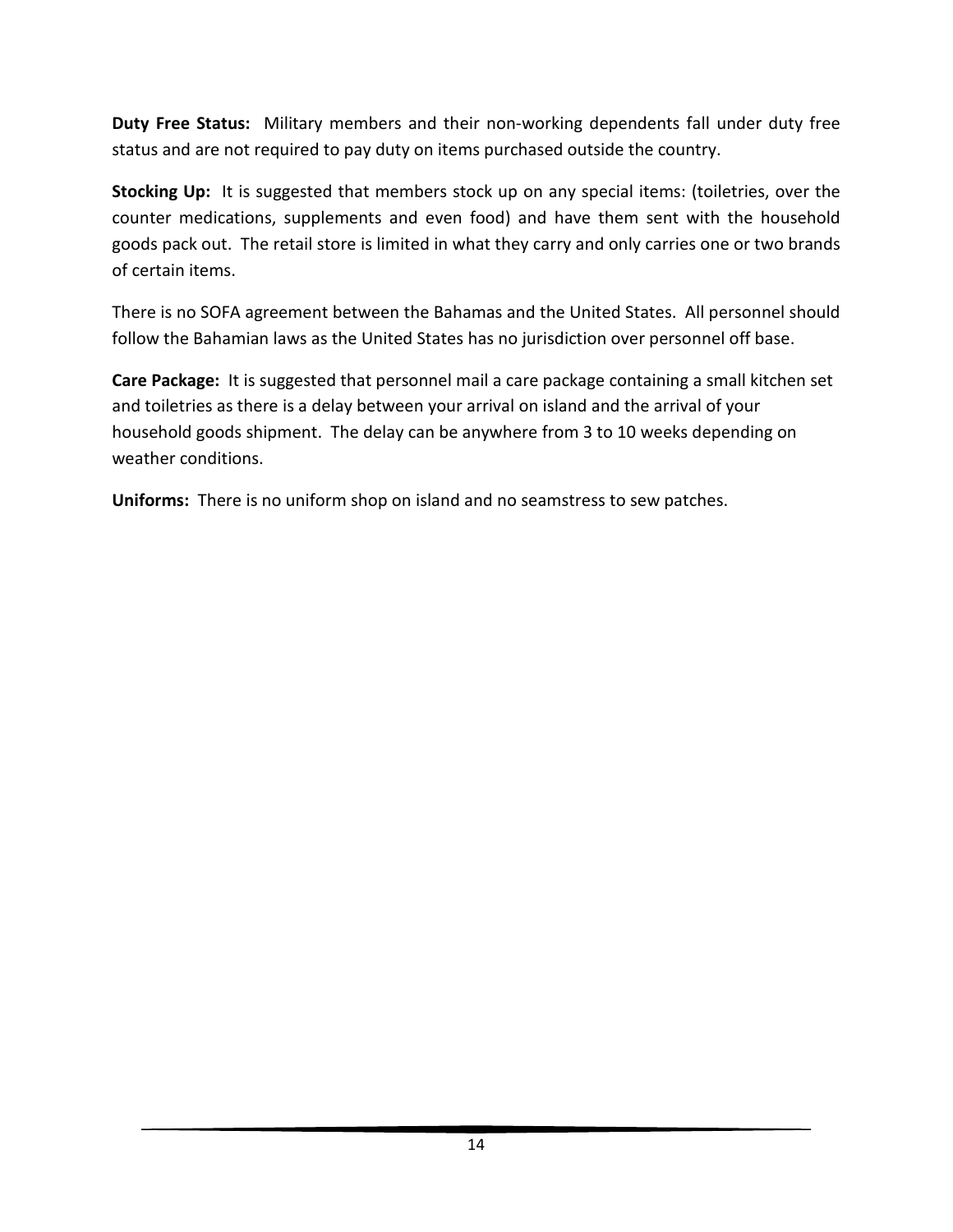**Duty Free Status:** Military members and their non-working dependents fall under duty free status and are not required to pay duty on items purchased outside the country.

**Stocking Up:** It is suggested that members stock up on any special items: (toiletries, over the counter medications, supplements and even food) and have them sent with the household goods pack out. The retail store is limited in what they carry and only carries one or two brands of certain items.

There is no SOFA agreement between the Bahamas and the United States. All personnel should follow the Bahamian laws as the United States has no jurisdiction over personnel off base.

**Care Package:** It is suggested that personnel mail a care package containing a small kitchen set and toiletries as there is a delay between your arrival on island and the arrival of your household goods shipment. The delay can be anywhere from 3 to 10 weeks depending on weather conditions.

**Uniforms:** There is no uniform shop on island and no seamstress to sew patches.